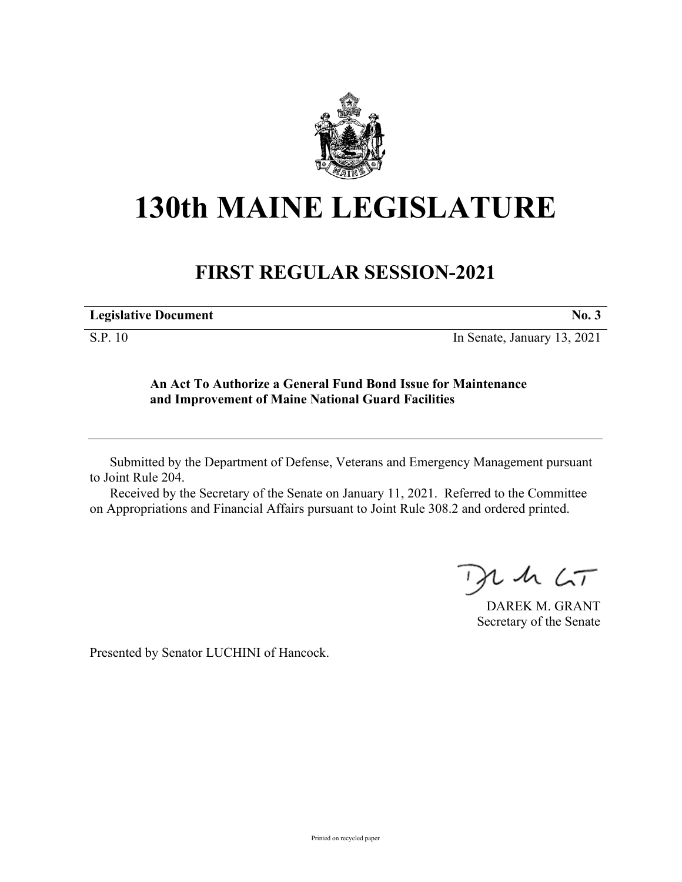# 130th MAINE LEGISLATURE

## FIRST REGULAR SESSION-2021

| **Legislative Document** | **No. 3** |
|---|---|
| S.P. 10 | In Senate, January 13, 2021 |

**An Act To Authorize a General Fund Bond Issue for Maintenance and Improvement of Maine National Guard Facilities**

Submitted by the Department of Defense, Veterans and Emergency Management pursuant to Joint Rule 204.

Received by the Secretary of the Senate on January 11, 2021. Referred to the Committee on Appropriations and Financial Affairs pursuant to Joint Rule 308.2 and ordered printed.

DAREK M. GRANT
Secretary of the Senate

Presented by Senator LUCHINI of Hancock.

Printed on recycled paper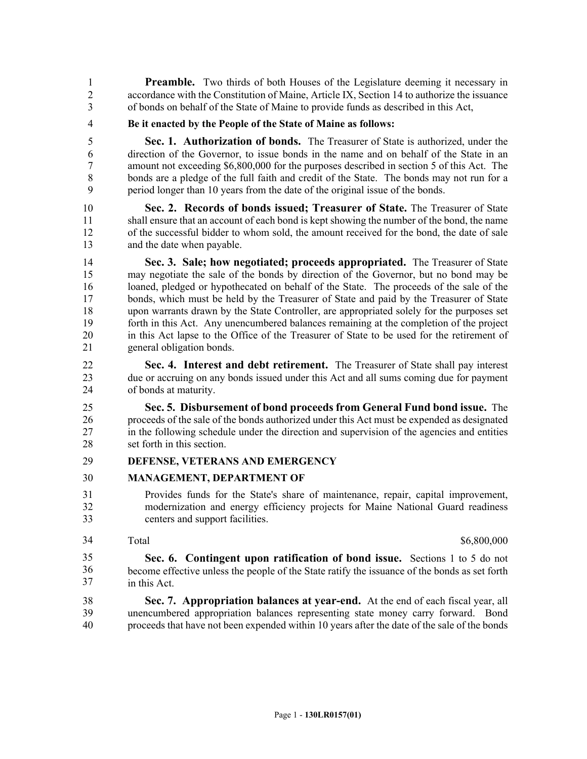**Preamble.** Two thirds of both Houses of the Legislature deeming it necessary in accordance with the Constitution of Maine, Article IX, Section 14 to authorize the issuance of bonds on behalf of the State of Maine to provide funds as described in this Act,

**Be it enacted by the People of the State of Maine as follows:**

**Sec. 1. Authorization of bonds.** The Treasurer of State is authorized, under the direction of the Governor, to issue bonds in the name and on behalf of the State in an amount not exceeding $6,800,000 for the purposes described in section 5 of this Act. The bonds are a pledge of the full faith and credit of the State. The bonds may not run for a period longer than 10 years from the date of the original issue of the bonds.

**Sec. 2. Records of bonds issued; Treasurer of State.** The Treasurer of State shall ensure that an account of each bond is kept showing the number of the bond, the name of the successful bidder to whom sold, the amount received for the bond, the date of sale and the date when payable.

**Sec. 3. Sale; how negotiated; proceeds appropriated.** The Treasurer of State may negotiate the sale of the bonds by direction of the Governor, but no bond may be loaned, pledged or hypothecated on behalf of the State. The proceeds of the sale of the bonds, which must be held by the Treasurer of State and paid by the Treasurer of State upon warrants drawn by the State Controller, are appropriated solely for the purposes set forth in this Act. Any unencumbered balances remaining at the completion of the project in this Act lapse to the Office of the Treasurer of State to be used for the retirement of general obligation bonds.

**Sec. 4. Interest and debt retirement.** The Treasurer of State shall pay interest due or accruing on any bonds issued under this Act and all sums coming due for payment of bonds at maturity.

**Sec. 5. Disbursement of bond proceeds from General Fund bond issue.** The proceeds of the sale of the bonds authorized under this Act must be expended as designated in the following schedule under the direction and supervision of the agencies and entities set forth in this section.

**DEFENSE, VETERANS AND EMERGENCY MANAGEMENT, DEPARTMENT OF**

Provides funds for the State's share of maintenance, repair, capital improvement, modernization and energy efficiency projects for Maine National Guard readiness centers and support facilities.

| Total | $6,800,000 |
|---|---|

**Sec. 6. Contingent upon ratification of bond issue.** Sections 1 to 5 do not become effective unless the people of the State ratify the issuance of the bonds as set forth in this Act.

**Sec. 7. Appropriation balances at year-end.** At the end of each fiscal year, all unencumbered appropriation balances representing state money carry forward. Bond proceeds that have not been expended within 10 years after the date of the sale of the bonds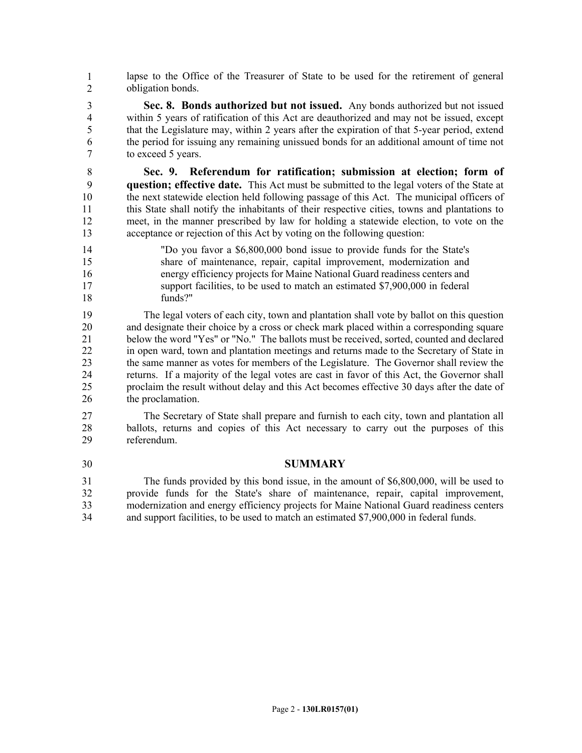lapse to the Office of the Treasurer of State to be used for the retirement of general obligation bonds.

**Sec. 8. Bonds authorized but not issued.** Any bonds authorized but not issued within 5 years of ratification of this Act are deauthorized and may not be issued, except that the Legislature may, within 2 years after the expiration of that 5-year period, extend the period for issuing any remaining unissued bonds for an additional amount of time not to exceed 5 years.

**Sec. 9. Referendum for ratification; submission at election; form of question; effective date.** This Act must be submitted to the legal voters of the State at the next statewide election held following passage of this Act. The municipal officers of this State shall notify the inhabitants of their respective cities, towns and plantations to meet, in the manner prescribed by law for holding a statewide election, to vote on the acceptance or rejection of this Act by voting on the following question:

> "Do you favor a $6,800,000 bond issue to provide funds for the State's share of maintenance, repair, capital improvement, modernization and energy efficiency projects for Maine National Guard readiness centers and support facilities, to be used to match an estimated $7,900,000 in federal funds?"

The legal voters of each city, town and plantation shall vote by ballot on this question and designate their choice by a cross or check mark placed within a corresponding square below the word "Yes" or "No." The ballots must be received, sorted, counted and declared in open ward, town and plantation meetings and returns made to the Secretary of State in the same manner as votes for members of the Legislature. The Governor shall review the returns. If a majority of the legal votes are cast in favor of this Act, the Governor shall proclaim the result without delay and this Act becomes effective 30 days after the date of the proclamation.

The Secretary of State shall prepare and furnish to each city, town and plantation all ballots, returns and copies of this Act necessary to carry out the purposes of this referendum.

## SUMMARY

The funds provided by this bond issue, in the amount of $6,800,000, will be used to provide funds for the State's share of maintenance, repair, capital improvement, modernization and energy efficiency projects for Maine National Guard readiness centers and support facilities, to be used to match an estimated $7,900,000 in federal funds.